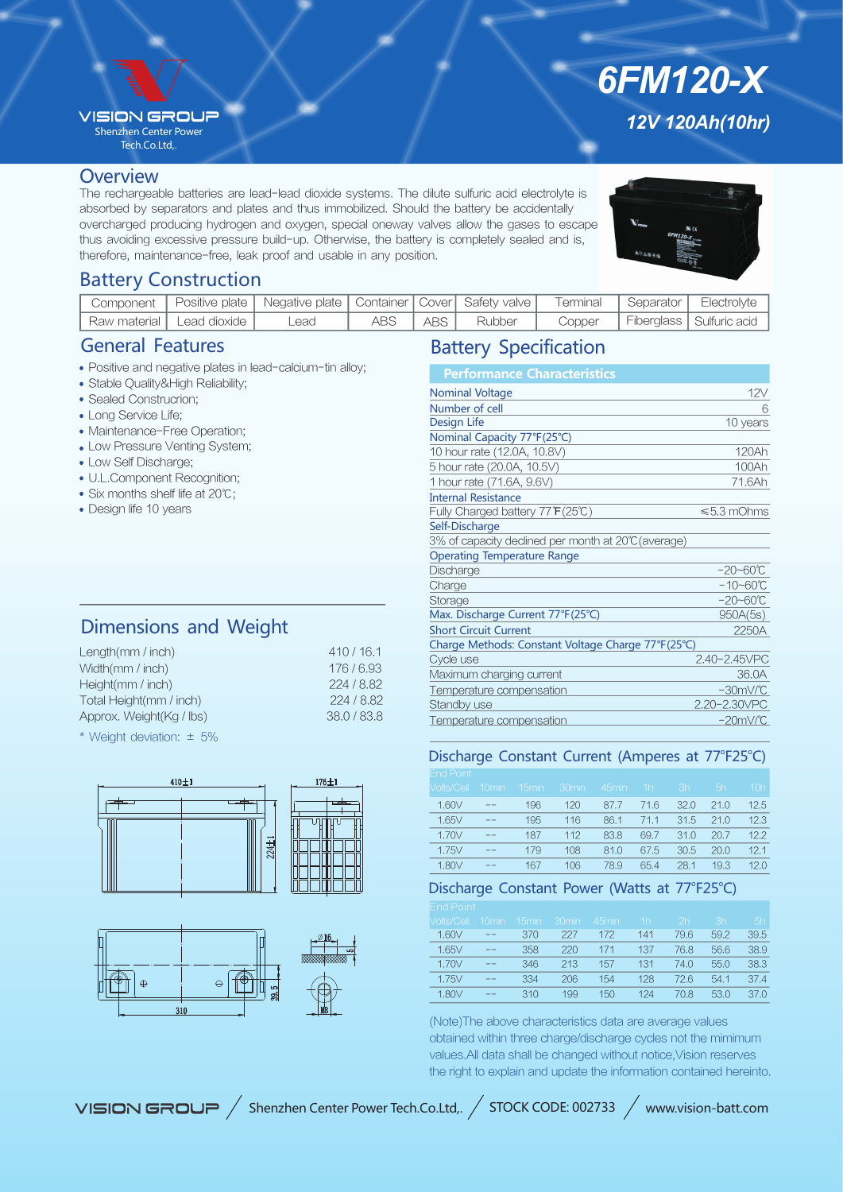# 6FM120-X

## 12V 120Ah(10hr)

VISION GROUP
Shenzhen Center Power Tech.Co.Ltd,.

## Overview

The rechargeable batteries are lead-lead dioxide systems. The dilute sulfuric acid electrolyte is absorbed by separators and plates and thus immobilized. Should the battery be accidentally overcharged producing hydrogen and oxygen, special oneway valves allow the gases to escape thus avoiding excessive pressure build-up. Otherwise, the battery is completely sealed and is, therefore, maintenance-free, leak proof and usable in any position.

## Battery Construction

| Component | Positive plate | Negative plate | Container | Cover | Safety valve | Terminal | Separator | Electrolyte |
|---|---|---|---|---|---|---|---|---|
| Raw material | Lead dioxide | Lead | ABS | ABS | Rubber | Copper | Fiberglass | Sulfuric acid |

## General Features

- Positive and negative plates in lead-calcium-tin alloy;
- Stable Quality&High Reliability;
- Sealed Construcrion;
- Long Service Life;
- Maintenance-Free Operation;
- Low Pressure Venting System;
- Low Self Discharge;
- U.L.Component Recognition;
- Six months shelf life at 20℃;
- Design life 10 years

## Dimensions and Weight

| | |
|---|---|
| Length(mm / inch) | 410 / 16.1 |
| Width(mm / inch) | 176 / 6.93 |
| Height(mm / inch) | 224 / 8.82 |
| Total Height(mm / inch) | 224 / 8.82 |
| Approx. Weight(Kg / lbs) | 38.0 / 83.8 |

\* Weight deviation: ± 5%

410±1 176±1 224±1 310 39.5 Ø16 5 M8

## Battery Specification

| Performance Characteristics | |
|---|---|
| **Nominal Voltage** | 12V |
| **Number of cell** | 6 |
| **Design Life** | 10 years |
| **Nominal Capacity 77°F(25°C)** | |
| 10 hour rate (12.0A, 10.8V) | 120Ah |
| 5 hour rate (20.0A, 10.5V) | 100Ah |
| 1 hour rate (71.6A, 9.6V) | 71.6Ah |
| **Internal Resistance** | |
| Fully Charged battery 77℉(25℃) | ≤5.3 mOhms |
| **Self-Discharge** | |
| 3% of capacity declined per month at 20℃(average) | |
| **Operating Temperature Range** | |
| Discharge | -20~60℃ |
| Charge | -10~60℃ |
| Storage | -20~60℃ |
| **Max. Discharge Current 77°F(25°C)** | 950A(5s) |
| **Short Circuit Current** | 2250A |
| **Charge Methods: Constant Voltage Charge 77°F(25°C)** | |
| Cycle use | 2.40-2.45VPC |
| Maximum charging current | 36.0A |
| Temperature compensation | -30mV/℃ |
| Standby use | 2.20-2.30VPC |
| Temperature compensation | -20mV/℃ |

## Discharge Constant Current (Amperes at 77°F25°C)

| End Point Volts/Cell | 10min | 15min | 30min | 45min | 1h | 3h | 5h | 10h |
|---|---|---|---|---|---|---|---|---|
| 1.60V | -- | 196 | 120 | 87.7 | 71.6 | 32.0 | 21.0 | 12.5 |
| 1.65V | -- | 195 | 116 | 86.1 | 71.1 | 31.5 | 21.0 | 12.3 |
| 1.70V | -- | 187 | 112 | 83.8 | 69.7 | 31.0 | 20.7 | 12.2 |
| 1.75V | -- | 179 | 108 | 81.0 | 67.5 | 30.5 | 20.0 | 12.1 |
| 1.80V | -- | 167 | 106 | 78.9 | 65.4 | 28.1 | 19.3 | 12.0 |

## Discharge Constant Power (Watts at 77°F25°C)

| End Point Volts/Cell | 10min | 15min | 30min | 45min | 1h | 2h | 3h | 5h |
|---|---|---|---|---|---|---|---|---|
| 1.60V | -- | 370 | 227 | 172 | 141 | 79.6 | 59.2 | 39.5 |
| 1.65V | -- | 358 | 220 | 171 | 137 | 76.8 | 56.6 | 38.9 |
| 1.70V | -- | 346 | 213 | 157 | 131 | 74.0 | 55.0 | 38.3 |
| 1.75V | -- | 334 | 206 | 154 | 128 | 72.6 | 54.1 | 37.4 |
| 1.80V | -- | 310 | 199 | 150 | 124 | 70.8 | 53.0 | 37.0 |

(Note)The above characteristics data are average values obtained within three charge/discharge cycles not the mimimum values.All data shall be changed without notice,Vision reserves the right to explain and update the information contained hereinto.

VISION GROUP / Shenzhen Center Power Tech.Co.Ltd,. / STOCK CODE: 002733 / www.vision-batt.com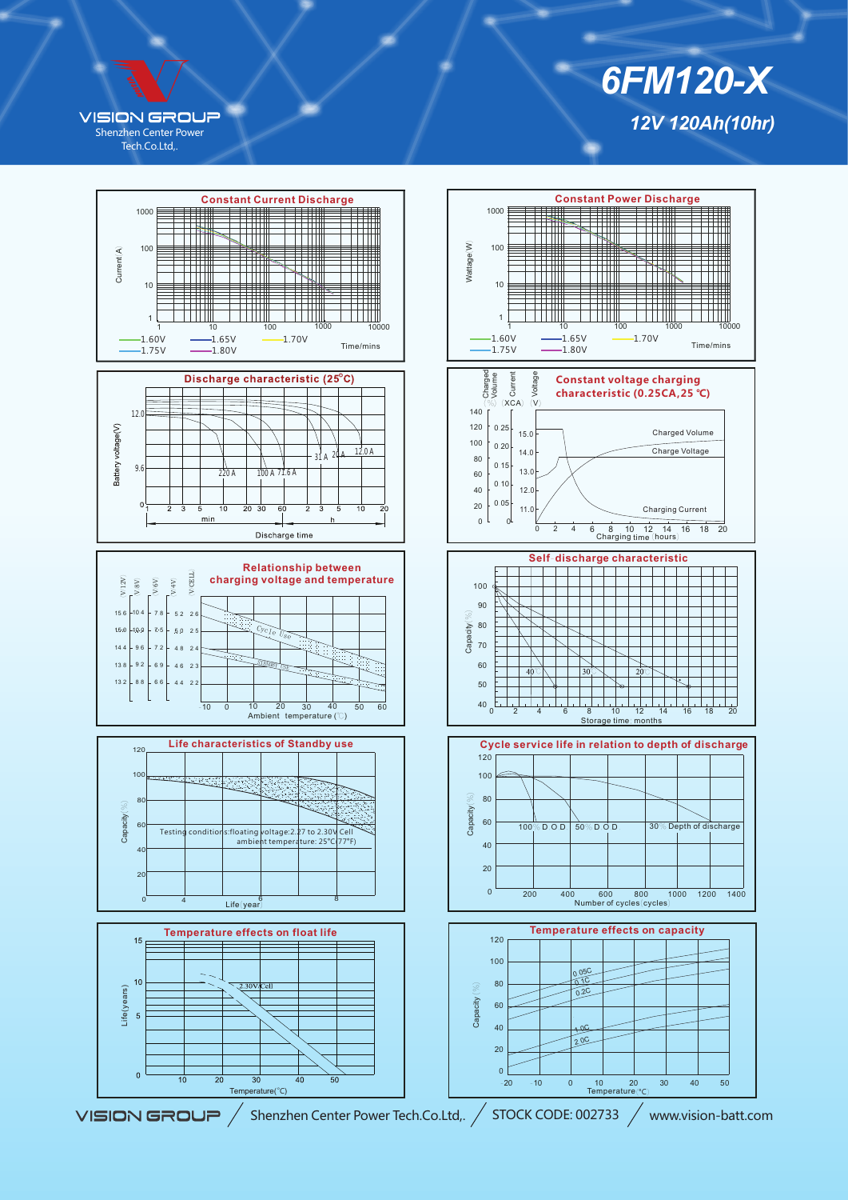VISION GROUP
Shenzhen Center Power Tech.Co.Ltd,.

# 6FM120-X

## 12V 120Ah(10hr)

### Constant Current Discharge

Current(A)
1000
100
10
1
1
10
100
1000
10000
Time/mins
1.60V
1.65V
1.70V
1.75V
1.80V

### Constant Power Discharge

Wattage(W)
1000
100
10
1
1
10
100
1000
10000
Time/mins
1.60V
1.65V
1.70V
1.75V
1.80V

### Discharge characteristic (25℃)

Battery voltage(V)
12.0
9.6
0
220 A
100 A
71.6 A
31 A
20 A
12.0 A
1 2 3 5 10 20 30 60 2 3 5 10 20
min
h
Discharge time

### Constant voltage charging characteristic (0.25CA,25 ℃)

Charged Volume (%)
Current (XCA)
Voltage (V)
140 120 100 80 60 40 20 0
0.25 0.20 0.15 0.10 0.05 0
15.0 14.0 13.0 12.0 11.0
Charged Volume
Charge Voltage
Charging Current
0 2 4 6 8 10 12 14 16 18 20
Charging time (hours)

### Relationship between charging voltage and temperature

(V/12V) (V/8V) (V/6V) (V/4V) (V/CELL)
15.6 10.4 7.8 5.2 2.6
15.0 10.0 7.5 5.0 2.5
14.4 9.6 7.2 4.8 2.4
13.8 9.2 6.9 4.6 2.3
13.2 8.8 6.6 4.4 2.2
Cycle Use
Standby Use
-10 0 10 20 30 40 50 60
Ambient temperature (℃)

### Self-discharge characteristic

Capacity(%)
100 90 80 70 60 50 40
40
30
20
0 2 4 6 8 10 12 14 16 18 20
Storage time (months)

### Life characteristics of Standby use

Capacity(%)
120 100 80 60 40 20 0
Testing conditions:floating voltage:2.27 to 2.30V Cell
ambient temperature: 25℃(77°F)
4 6 8
Life(year)

### Cycle service life in relation to depth of discharge

Capacity(%)
120 100 80 60 40 20 0
100% D O D
50% D O D
30% Depth of discharge
200 400 600 800 1000 1200 1400
Number of cycles(cycles)

### Temperature effects on float life

Life(years)
15 10 5 0
2.30V/Cell
10 20 30 40 50
Temperature(℃)

### Temperature effects on capacity

Capacity(%)
120 100 80 60 40 20 0
0.05C
0.1C
0.2C
1.0C
2.0C
-20 -10 0 10 20 30 40 50
Temperature(℃)

VISION GROUP / Shenzhen Center Power Tech.Co.Ltd,. / STOCK CODE: 002733 / www.vision-batt.com